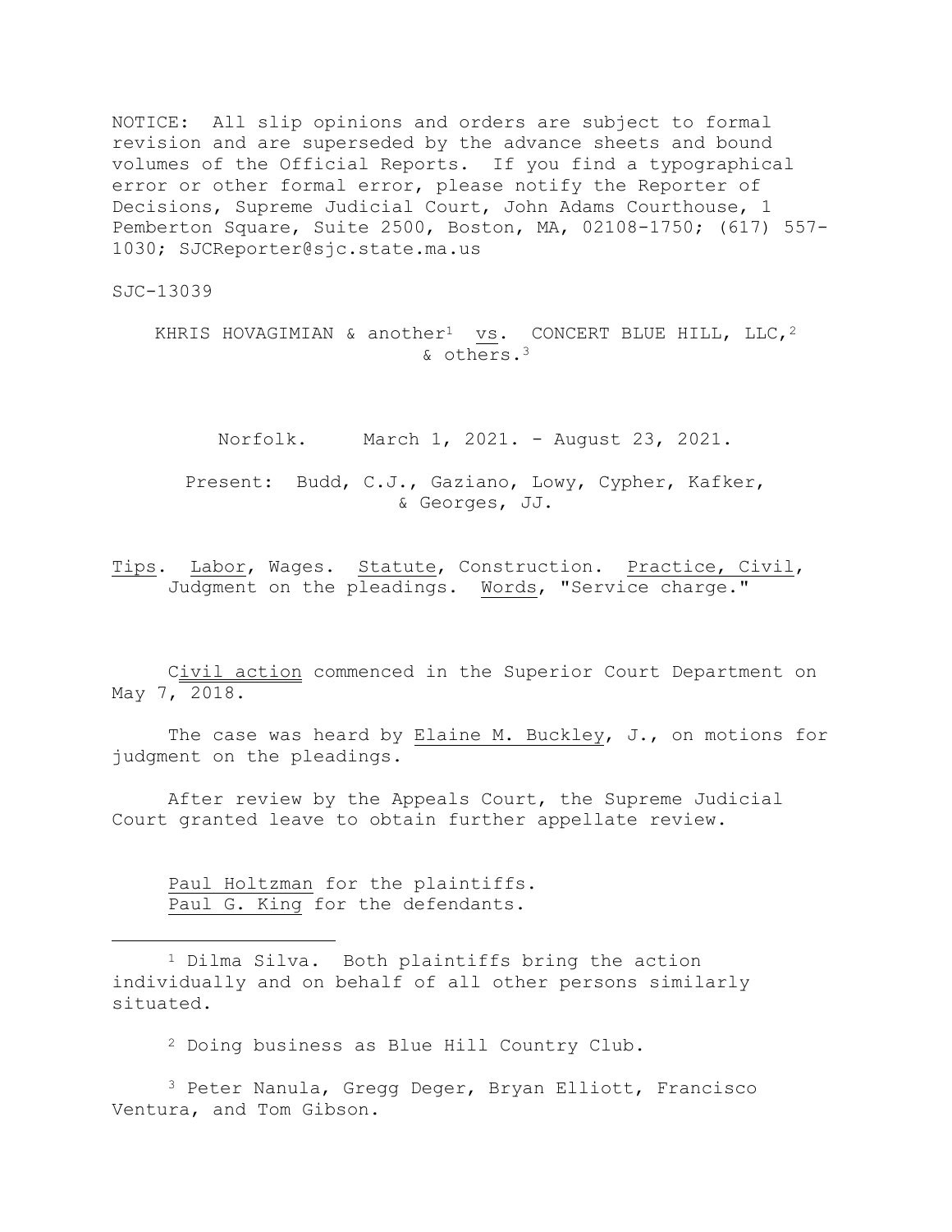NOTICE: All slip opinions and orders are subject to formal revision and are superseded by the advance sheets and bound volumes of the Official Reports. If you find a typographical error or other formal error, please notify the Reporter of Decisions, Supreme Judicial Court, John Adams Courthouse, 1 Pemberton Square, Suite 2500, Boston, MA, 02108-1750; (617) 557-1030; SJCReporter@sjc.state.ma.us

SJC-13039

KHRIS HOVAGIMIAN & another[1] vs. CONCERT BLUE HILL, LLC,[2] & others.[3]

Norfolk. March 1, 2021. - August 23, 2021.

Present: Budd, C.J., Gaziano, Lowy, Cypher, Kafker, & Georges, JJ.

Tips. Labor, Wages. Statute, Construction. Practice, Civil, Judgment on the pleadings. Words, "Service charge."

Civil action commenced in the Superior Court Department on May 7, 2018.

The case was heard by Elaine M. Buckley, J., on motions for judgment on the pleadings.

After review by the Appeals Court, the Supreme Judicial Court granted leave to obtain further appellate review.

Paul Holtzman for the plaintiffs.
Paul G. King for the defendants.

---

[1] Dilma Silva. Both plaintiffs bring the action individually and on behalf of all other persons similarly situated.

[2] Doing business as Blue Hill Country Club.

[3] Peter Nanula, Gregg Deger, Bryan Elliott, Francisco Ventura, and Tom Gibson.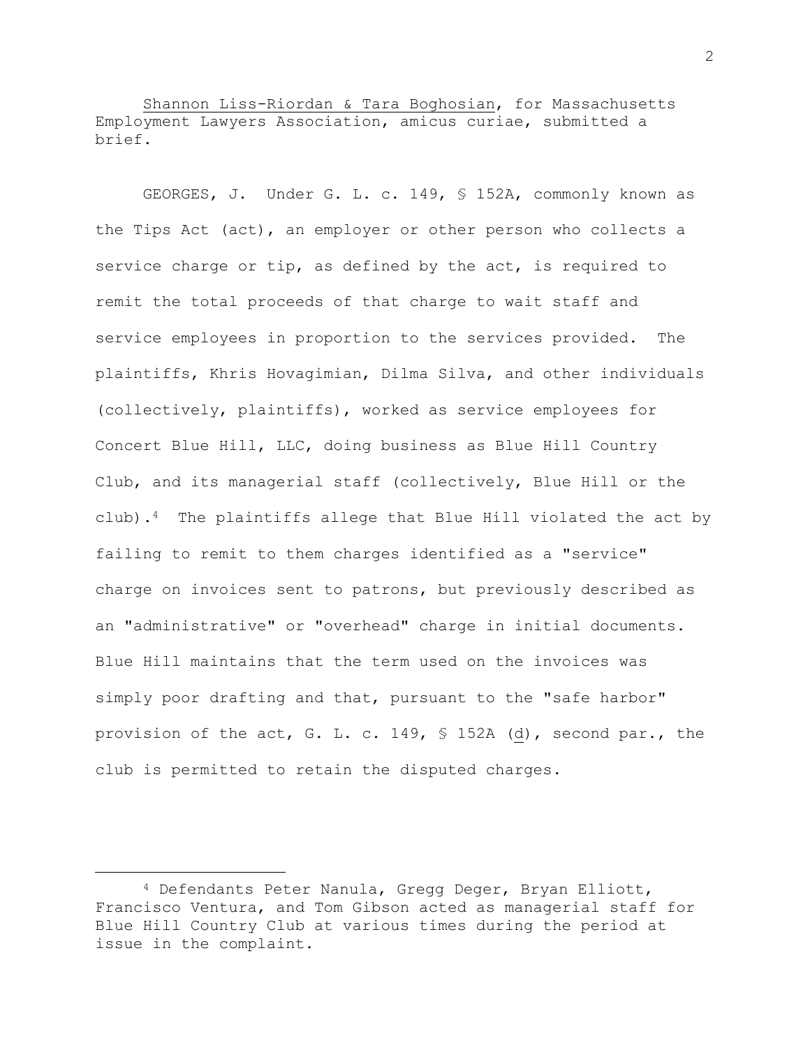Shannon Liss-Riordan & Tara Boghosian, for Massachusetts Employment Lawyers Association, amicus curiae, submitted a brief.

GEORGES, J. Under G. L. c. 149, § 152A, commonly known as the Tips Act (act), an employer or other person who collects a service charge or tip, as defined by the act, is required to remit the total proceeds of that charge to wait staff and service employees in proportion to the services provided. The plaintiffs, Khris Hovagimian, Dilma Silva, and other individuals (collectively, plaintiffs), worked as service employees for Concert Blue Hill, LLC, doing business as Blue Hill Country Club, and its managerial staff (collectively, Blue Hill or the club).[4] The plaintiffs allege that Blue Hill violated the act by failing to remit to them charges identified as a "service" charge on invoices sent to patrons, but previously described as an "administrative" or "overhead" charge in initial documents. Blue Hill maintains that the term used on the invoices was simply poor drafting and that, pursuant to the "safe harbor" provision of the act, G. L. c. 149, § 152A (d), second par., the club is permitted to retain the disputed charges.

---

[4] Defendants Peter Nanula, Gregg Deger, Bryan Elliott, Francisco Ventura, and Tom Gibson acted as managerial staff for Blue Hill Country Club at various times during the period at issue in the complaint.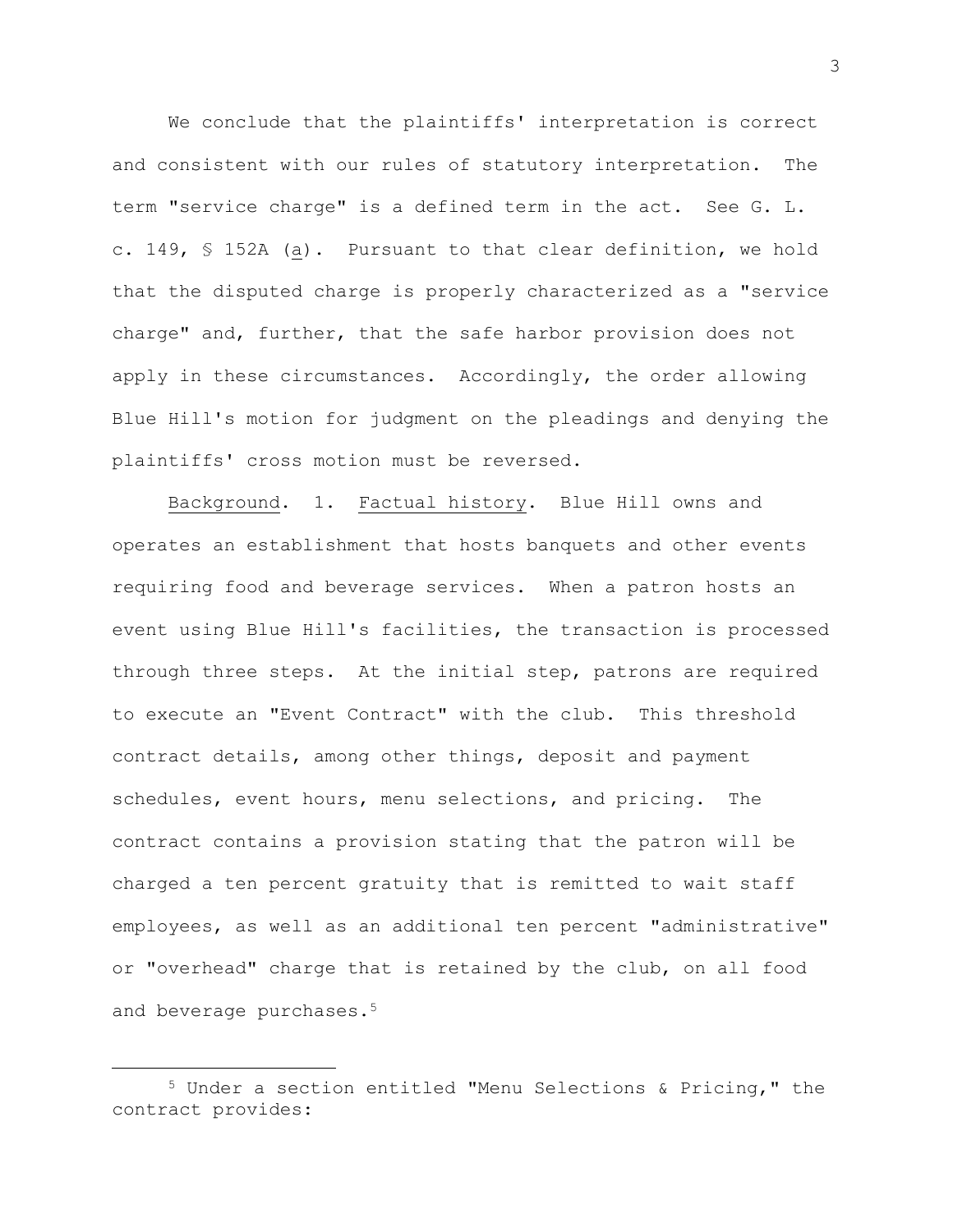We conclude that the plaintiffs' interpretation is correct and consistent with our rules of statutory interpretation. The term "service charge" is a defined term in the act. See G. L. c. 149, § 152A (a). Pursuant to that clear definition, we hold that the disputed charge is properly characterized as a "service charge" and, further, that the safe harbor provision does not apply in these circumstances. Accordingly, the order allowing Blue Hill's motion for judgment on the pleadings and denying the plaintiffs' cross motion must be reversed.

Background. 1. Factual history. Blue Hill owns and operates an establishment that hosts banquets and other events requiring food and beverage services. When a patron hosts an event using Blue Hill's facilities, the transaction is processed through three steps. At the initial step, patrons are required to execute an "Event Contract" with the club. This threshold contract details, among other things, deposit and payment schedules, event hours, menu selections, and pricing. The contract contains a provision stating that the patron will be charged a ten percent gratuity that is remitted to wait staff employees, as well as an additional ten percent "administrative" or "overhead" charge that is retained by the club, on all food and beverage purchases.[5]

---

[5] Under a section entitled "Menu Selections & Pricing," the contract provides: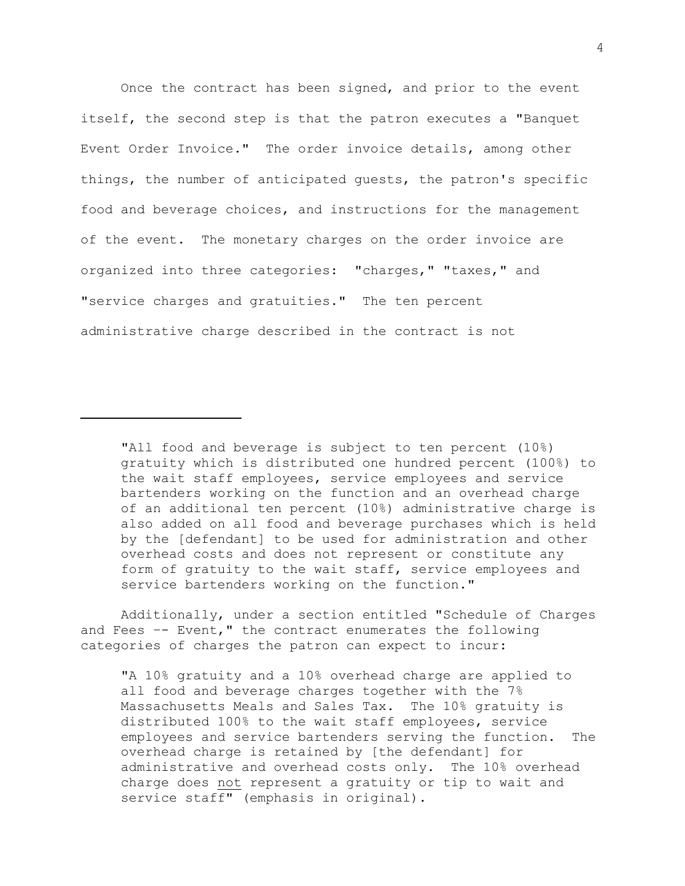Once the contract has been signed, and prior to the event itself, the second step is that the patron executes a "Banquet Event Order Invoice." The order invoice details, among other things, the number of anticipated guests, the patron's specific food and beverage choices, and instructions for the management of the event. The monetary charges on the order invoice are organized into three categories: "charges," "taxes," and "service charges and gratuities." The ten percent administrative charge described in the contract is not

---

> "All food and beverage is subject to ten percent (10%) gratuity which is distributed one hundred percent (100%) to the wait staff employees, service employees and service bartenders working on the function and an overhead charge of an additional ten percent (10%) administrative charge is also added on all food and beverage purchases which is held by the [defendant] to be used for administration and other overhead costs and does not represent or constitute any form of gratuity to the wait staff, service employees and service bartenders working on the function."

Additionally, under a section entitled "Schedule of Charges and Fees -- Event," the contract enumerates the following categories of charges the patron can expect to incur:

> "A 10% gratuity and a 10% overhead charge are applied to all food and beverage charges together with the 7% Massachusetts Meals and Sales Tax. The 10% gratuity is distributed 100% to the wait staff employees, service employees and service bartenders serving the function. The overhead charge is retained by [the defendant] for administrative and overhead costs only. The 10% overhead charge does not represent a gratuity or tip to wait and service staff" (emphasis in original).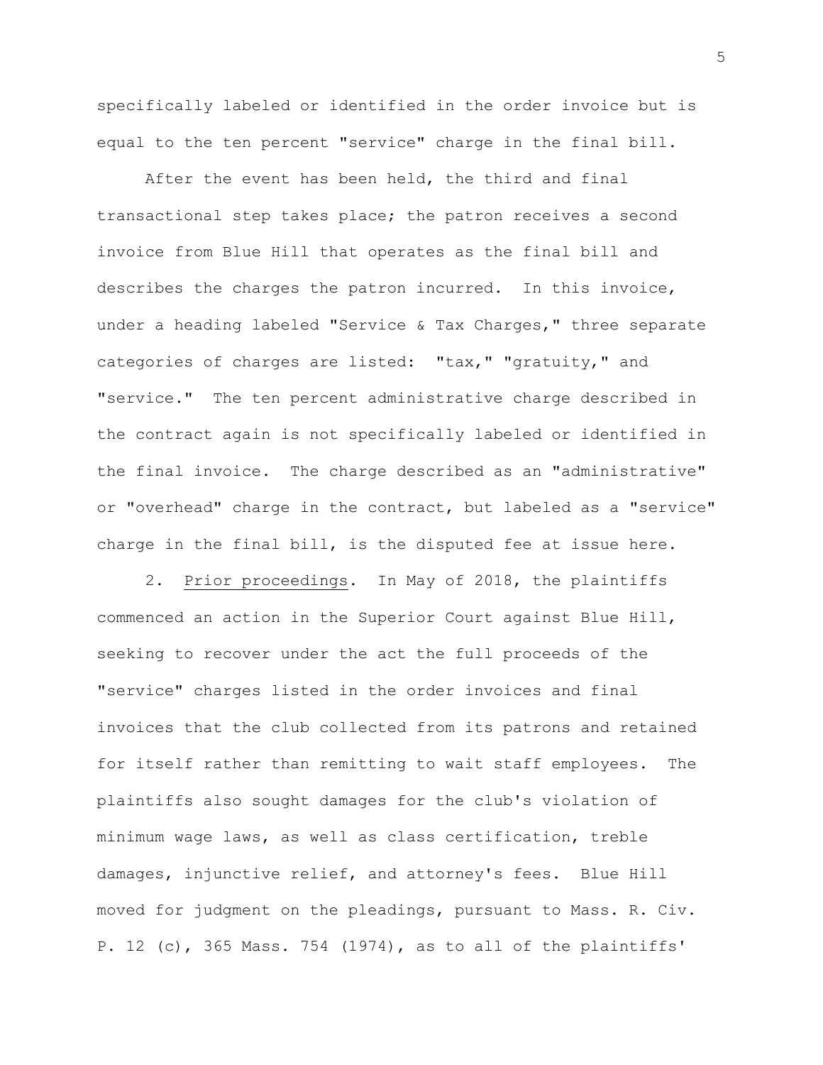specifically labeled or identified in the order invoice but is equal to the ten percent "service" charge in the final bill.

After the event has been held, the third and final transactional step takes place; the patron receives a second invoice from Blue Hill that operates as the final bill and describes the charges the patron incurred. In this invoice, under a heading labeled "Service & Tax Charges," three separate categories of charges are listed: "tax," "gratuity," and "service." The ten percent administrative charge described in the contract again is not specifically labeled or identified in the final invoice. The charge described as an "administrative" or "overhead" charge in the contract, but labeled as a "service" charge in the final bill, is the disputed fee at issue here.

2. Prior proceedings. In May of 2018, the plaintiffs commenced an action in the Superior Court against Blue Hill, seeking to recover under the act the full proceeds of the "service" charges listed in the order invoices and final invoices that the club collected from its patrons and retained for itself rather than remitting to wait staff employees. The plaintiffs also sought damages for the club's violation of minimum wage laws, as well as class certification, treble damages, injunctive relief, and attorney's fees. Blue Hill moved for judgment on the pleadings, pursuant to Mass. R. Civ. P. 12 (c), 365 Mass. 754 (1974), as to all of the plaintiffs'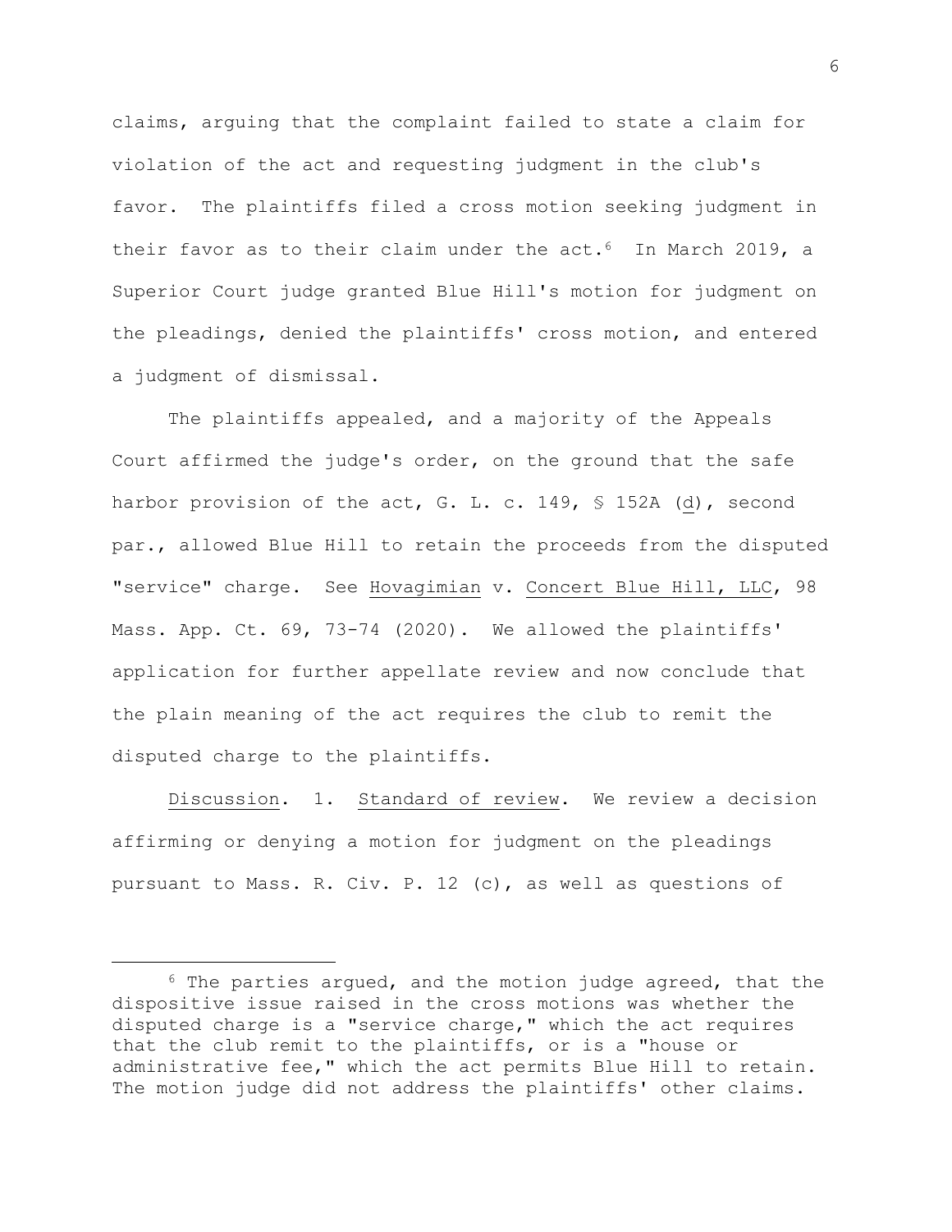claims, arguing that the complaint failed to state a claim for violation of the act and requesting judgment in the club's favor. The plaintiffs filed a cross motion seeking judgment in their favor as to their claim under the act.[6] In March 2019, a Superior Court judge granted Blue Hill's motion for judgment on the pleadings, denied the plaintiffs' cross motion, and entered a judgment of dismissal.

The plaintiffs appealed, and a majority of the Appeals Court affirmed the judge's order, on the ground that the safe harbor provision of the act, G. L. c. 149, § 152A (d), second par., allowed Blue Hill to retain the proceeds from the disputed "service" charge. See Hovagimian v. Concert Blue Hill, LLC, 98 Mass. App. Ct. 69, 73-74 (2020). We allowed the plaintiffs' application for further appellate review and now conclude that the plain meaning of the act requires the club to remit the disputed charge to the plaintiffs.

Discussion. 1. Standard of review. We review a decision affirming or denying a motion for judgment on the pleadings pursuant to Mass. R. Civ. P. 12 (c), as well as questions of

---

[6] The parties argued, and the motion judge agreed, that the dispositive issue raised in the cross motions was whether the disputed charge is a "service charge," which the act requires that the club remit to the plaintiffs, or is a "house or administrative fee," which the act permits Blue Hill to retain. The motion judge did not address the plaintiffs' other claims.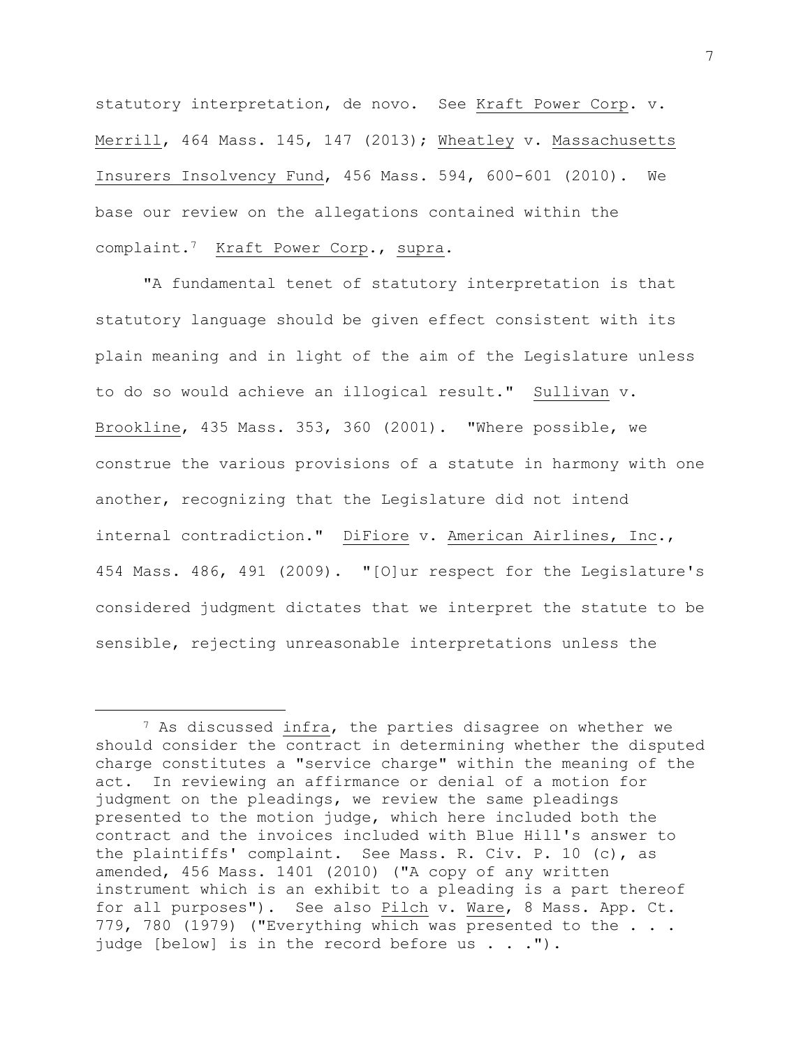statutory interpretation, de novo. See Kraft Power Corp. v. Merrill, 464 Mass. 145, 147 (2013); Wheatley v. Massachusetts Insurers Insolvency Fund, 456 Mass. 594, 600-601 (2010). We base our review on the allegations contained within the complaint.[7] Kraft Power Corp., supra.

"A fundamental tenet of statutory interpretation is that statutory language should be given effect consistent with its plain meaning and in light of the aim of the Legislature unless to do so would achieve an illogical result." Sullivan v. Brookline, 435 Mass. 353, 360 (2001). "Where possible, we construe the various provisions of a statute in harmony with one another, recognizing that the Legislature did not intend internal contradiction." DiFiore v. American Airlines, Inc., 454 Mass. 486, 491 (2009). "[O]ur respect for the Legislature's considered judgment dictates that we interpret the statute to be sensible, rejecting unreasonable interpretations unless the

---

[7] As discussed infra, the parties disagree on whether we should consider the contract in determining whether the disputed charge constitutes a "service charge" within the meaning of the act. In reviewing an affirmance or denial of a motion for judgment on the pleadings, we review the same pleadings presented to the motion judge, which here included both the contract and the invoices included with Blue Hill's answer to the plaintiffs' complaint. See Mass. R. Civ. P. 10 (c), as amended, 456 Mass. 1401 (2010) ("A copy of any written instrument which is an exhibit to a pleading is a part thereof for all purposes"). See also Pilch v. Ware, 8 Mass. App. Ct. 779, 780 (1979) ("Everything which was presented to the . . . judge [below] is in the record before us . . .").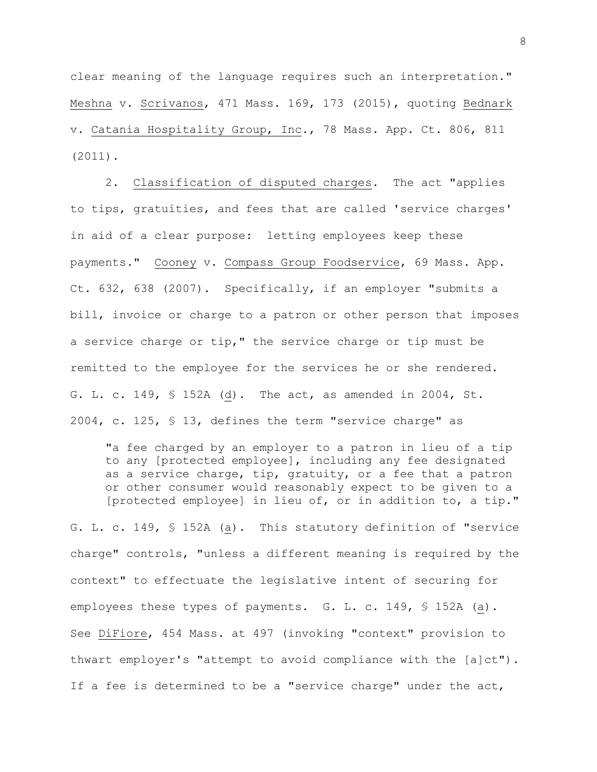clear meaning of the language requires such an interpretation." Meshna v. Scrivanos, 471 Mass. 169, 173 (2015), quoting Bednark v. Catania Hospitality Group, Inc., 78 Mass. App. Ct. 806, 811 (2011).

2. Classification of disputed charges. The act "applies to tips, gratuities, and fees that are called 'service charges' in aid of a clear purpose: letting employees keep these payments." Cooney v. Compass Group Foodservice, 69 Mass. App. Ct. 632, 638 (2007). Specifically, if an employer "submits a bill, invoice or charge to a patron or other person that imposes a service charge or tip," the service charge or tip must be remitted to the employee for the services he or she rendered. G. L. c. 149, § 152A (d). The act, as amended in 2004, St. 2004, c. 125, § 13, defines the term "service charge" as

> "a fee charged by an employer to a patron in lieu of a tip to any [protected employee], including any fee designated as a service charge, tip, gratuity, or a fee that a patron or other consumer would reasonably expect to be given to a [protected employee] in lieu of, or in addition to, a tip."

G. L. c. 149, § 152A (a). This statutory definition of "service charge" controls, "unless a different meaning is required by the context" to effectuate the legislative intent of securing for employees these types of payments. G. L. c. 149, § 152A (a). See DiFiore, 454 Mass. at 497 (invoking "context" provision to thwart employer's "attempt to avoid compliance with the [a]ct"). If a fee is determined to be a "service charge" under the act,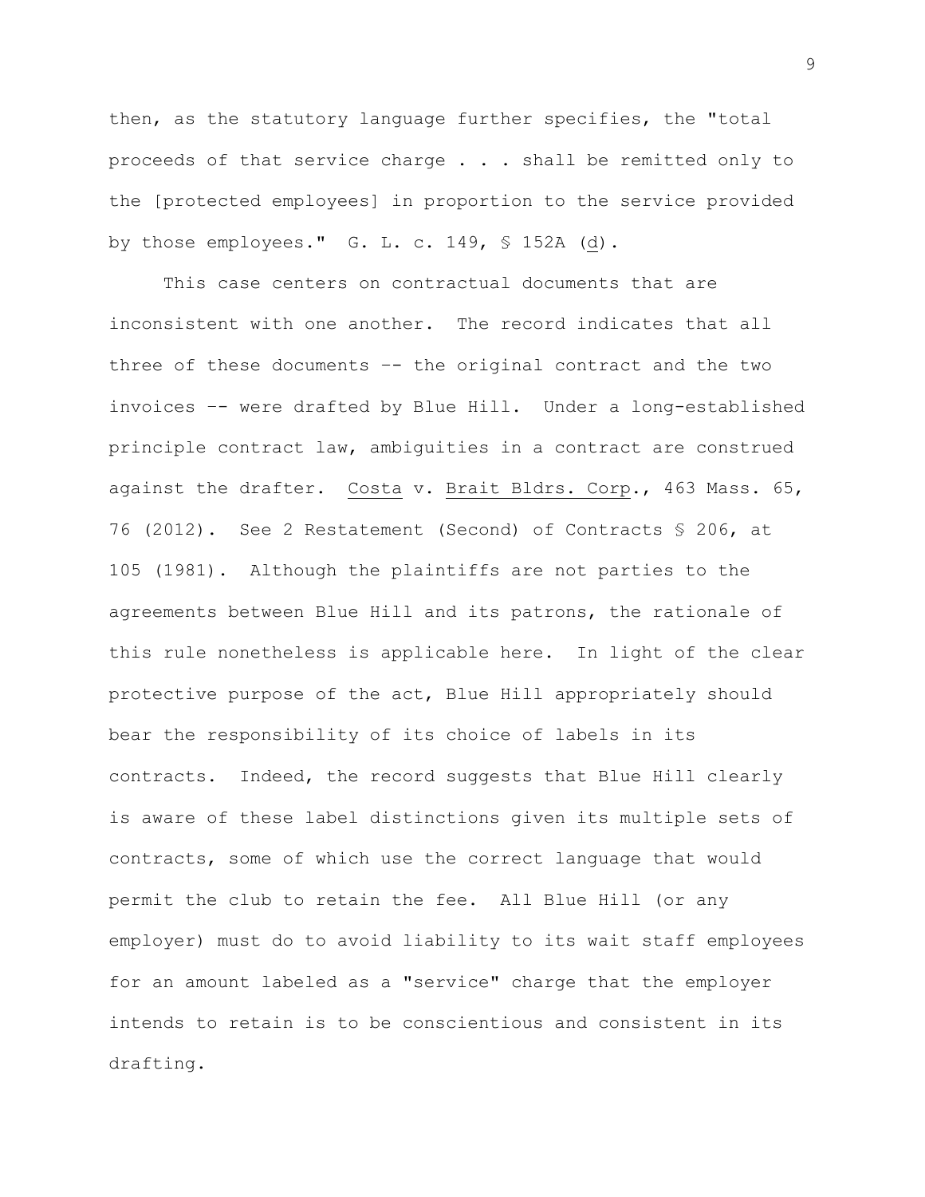then, as the statutory language further specifies, the "total proceeds of that service charge . . . shall be remitted only to the [protected employees] in proportion to the service provided by those employees." G. L. c. 149, § 152A (d).

This case centers on contractual documents that are inconsistent with one another. The record indicates that all three of these documents -- the original contract and the two invoices -- were drafted by Blue Hill. Under a long-established principle contract law, ambiguities in a contract are construed against the drafter. Costa v. Brait Bldrs. Corp., 463 Mass. 65, 76 (2012). See 2 Restatement (Second) of Contracts § 206, at 105 (1981). Although the plaintiffs are not parties to the agreements between Blue Hill and its patrons, the rationale of this rule nonetheless is applicable here. In light of the clear protective purpose of the act, Blue Hill appropriately should bear the responsibility of its choice of labels in its contracts. Indeed, the record suggests that Blue Hill clearly is aware of these label distinctions given its multiple sets of contracts, some of which use the correct language that would permit the club to retain the fee. All Blue Hill (or any employer) must do to avoid liability to its wait staff employees for an amount labeled as a "service" charge that the employer intends to retain is to be conscientious and consistent in its drafting.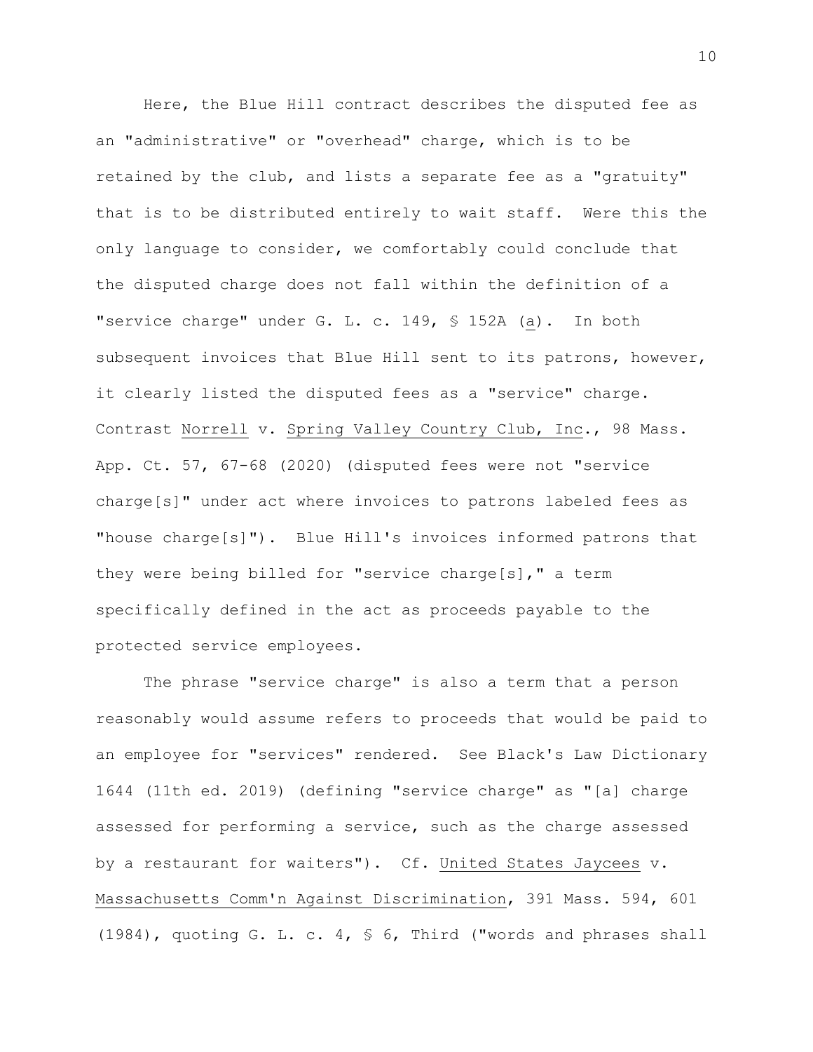Here, the Blue Hill contract describes the disputed fee as an "administrative" or "overhead" charge, which is to be retained by the club, and lists a separate fee as a "gratuity" that is to be distributed entirely to wait staff. Were this the only language to consider, we comfortably could conclude that the disputed charge does not fall within the definition of a "service charge" under G. L. c. 149, § 152A (a). In both subsequent invoices that Blue Hill sent to its patrons, however, it clearly listed the disputed fees as a "service" charge. Contrast Norrell v. Spring Valley Country Club, Inc., 98 Mass. App. Ct. 57, 67-68 (2020) (disputed fees were not "service charge[s]" under act where invoices to patrons labeled fees as "house charge[s]"). Blue Hill's invoices informed patrons that they were being billed for "service charge[s]," a term specifically defined in the act as proceeds payable to the protected service employees.

The phrase "service charge" is also a term that a person reasonably would assume refers to proceeds that would be paid to an employee for "services" rendered. See Black's Law Dictionary 1644 (11th ed. 2019) (defining "service charge" as "[a] charge assessed for performing a service, such as the charge assessed by a restaurant for waiters"). Cf. United States Jaycees v. Massachusetts Comm'n Against Discrimination, 391 Mass. 594, 601 (1984), quoting G. L. c. 4, § 6, Third ("words and phrases shall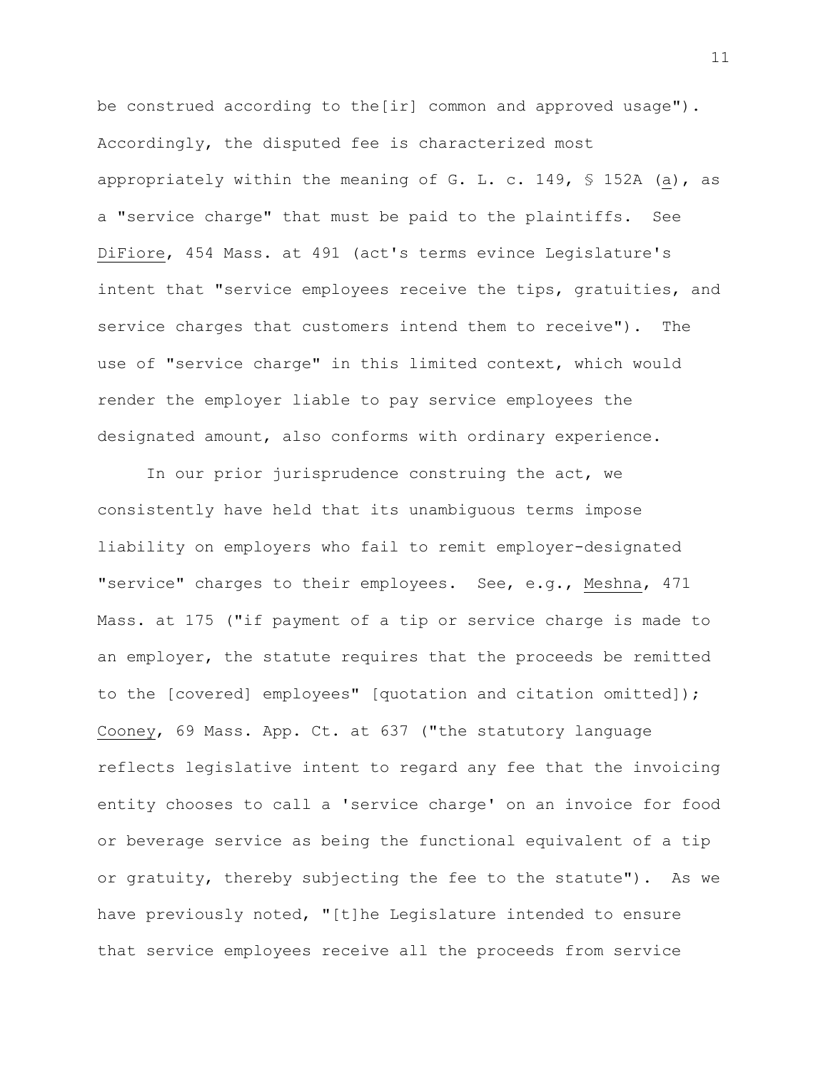be construed according to the[ir] common and approved usage"). Accordingly, the disputed fee is characterized most appropriately within the meaning of G. L. c. 149, § 152A (a), as a "service charge" that must be paid to the plaintiffs. See DiFiore, 454 Mass. at 491 (act's terms evince Legislature's intent that "service employees receive the tips, gratuities, and service charges that customers intend them to receive"). The use of "service charge" in this limited context, which would render the employer liable to pay service employees the designated amount, also conforms with ordinary experience.

In our prior jurisprudence construing the act, we consistently have held that its unambiguous terms impose liability on employers who fail to remit employer-designated "service" charges to their employees. See, e.g., Meshna, 471 Mass. at 175 ("if payment of a tip or service charge is made to an employer, the statute requires that the proceeds be remitted to the [covered] employees" [quotation and citation omitted]); Cooney, 69 Mass. App. Ct. at 637 ("the statutory language reflects legislative intent to regard any fee that the invoicing entity chooses to call a 'service charge' on an invoice for food or beverage service as being the functional equivalent of a tip or gratuity, thereby subjecting the fee to the statute"). As we have previously noted, "[t]he Legislature intended to ensure that service employees receive all the proceeds from service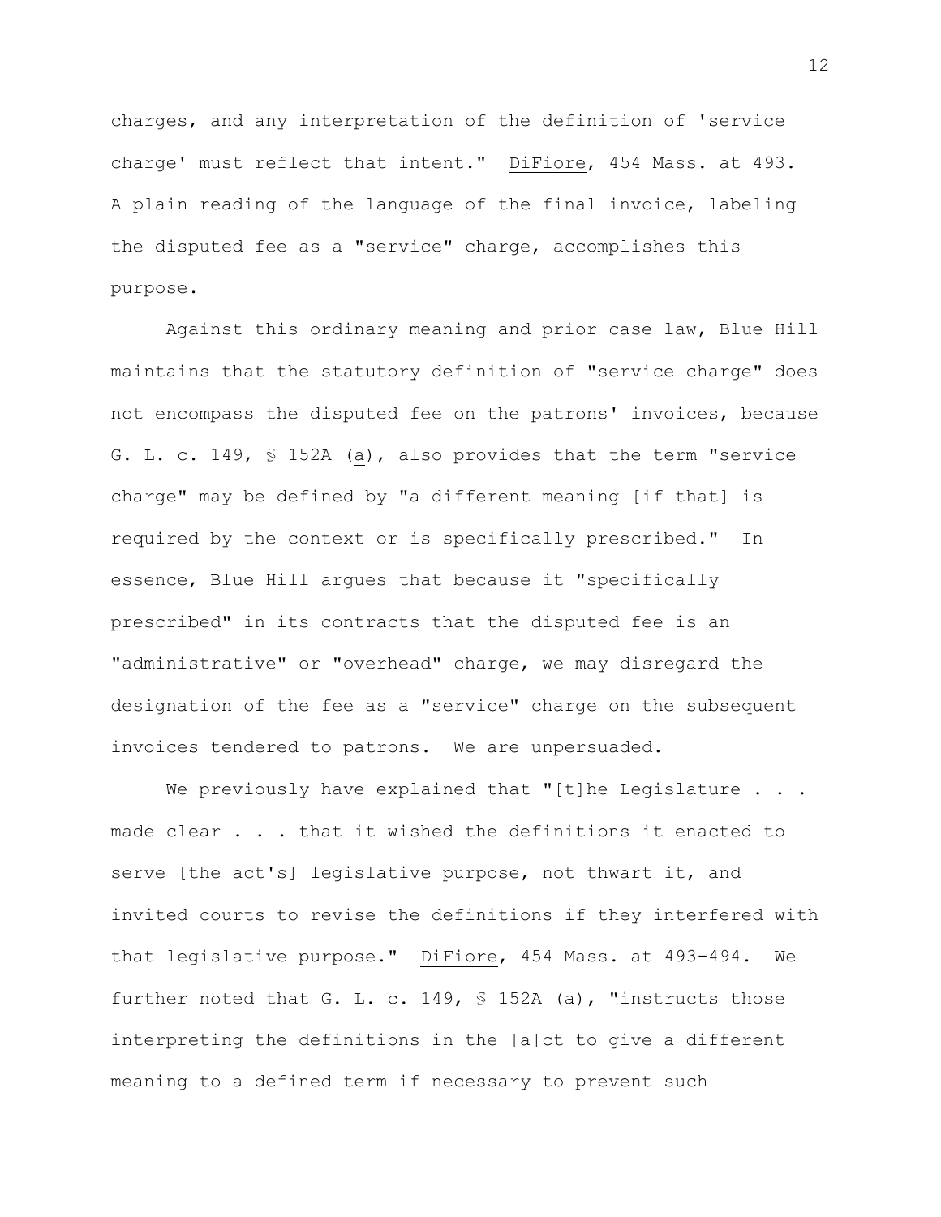charges, and any interpretation of the definition of 'service charge' must reflect that intent." DiFiore, 454 Mass. at 493. A plain reading of the language of the final invoice, labeling the disputed fee as a "service" charge, accomplishes this purpose.

Against this ordinary meaning and prior case law, Blue Hill maintains that the statutory definition of "service charge" does not encompass the disputed fee on the patrons' invoices, because G. L. c. 149, § 152A (a), also provides that the term "service charge" may be defined by "a different meaning [if that] is required by the context or is specifically prescribed." In essence, Blue Hill argues that because it "specifically prescribed" in its contracts that the disputed fee is an "administrative" or "overhead" charge, we may disregard the designation of the fee as a "service" charge on the subsequent invoices tendered to patrons. We are unpersuaded.

We previously have explained that "[t]he Legislature . . . made clear . . . that it wished the definitions it enacted to serve [the act's] legislative purpose, not thwart it, and invited courts to revise the definitions if they interfered with that legislative purpose." DiFiore, 454 Mass. at 493-494. We further noted that G. L. c. 149, § 152A (a), "instructs those interpreting the definitions in the [a]ct to give a different meaning to a defined term if necessary to prevent such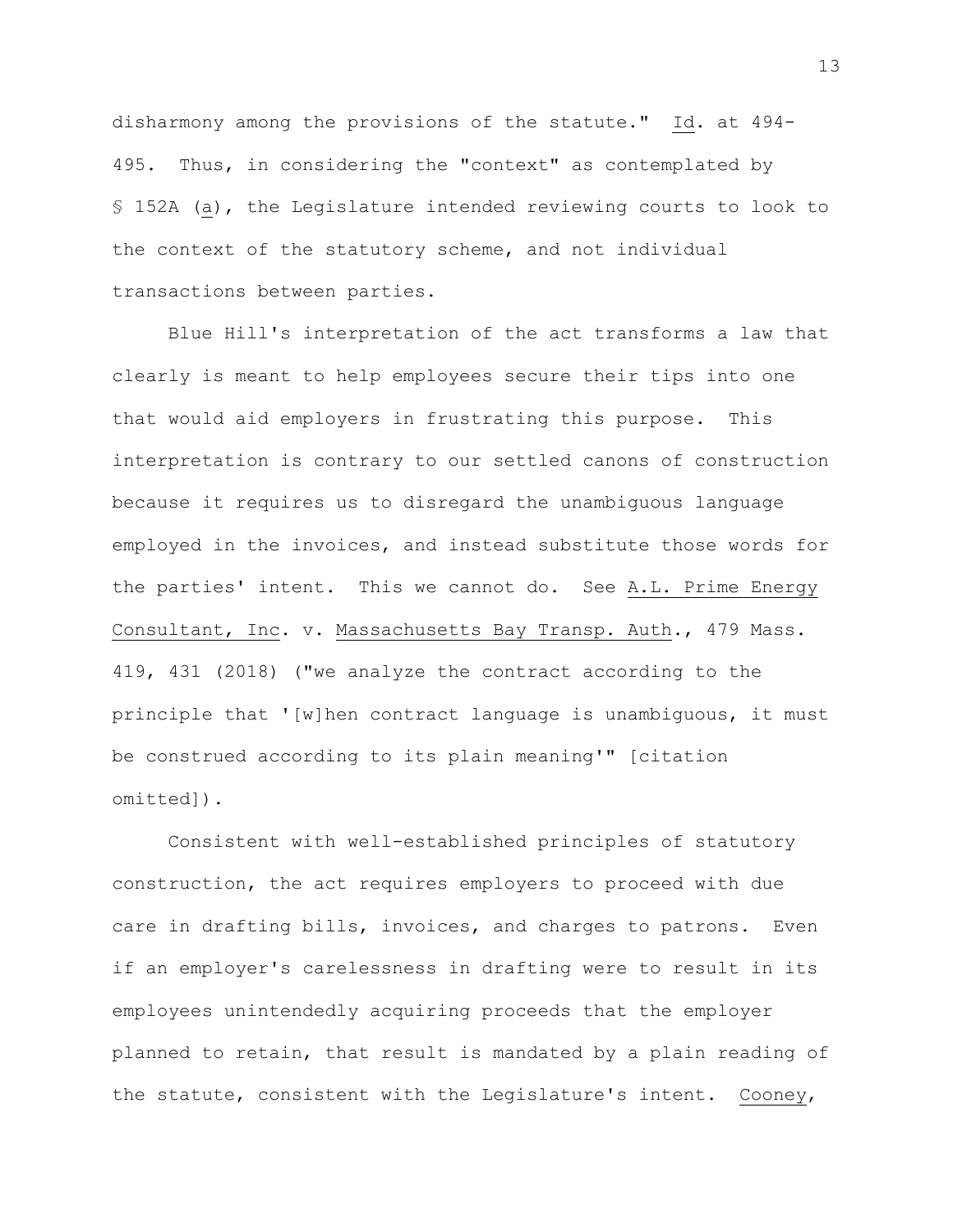disharmony among the provisions of the statute." Id. at 494-495. Thus, in considering the "context" as contemplated by § 152A (a), the Legislature intended reviewing courts to look to the context of the statutory scheme, and not individual transactions between parties.

Blue Hill's interpretation of the act transforms a law that clearly is meant to help employees secure their tips into one that would aid employers in frustrating this purpose. This interpretation is contrary to our settled canons of construction because it requires us to disregard the unambiguous language employed in the invoices, and instead substitute those words for the parties' intent. This we cannot do. See A.L. Prime Energy Consultant, Inc. v. Massachusetts Bay Transp. Auth., 479 Mass. 419, 431 (2018) ("we analyze the contract according to the principle that '[w]hen contract language is unambiguous, it must be construed according to its plain meaning'" [citation omitted]).

Consistent with well-established principles of statutory construction, the act requires employers to proceed with due care in drafting bills, invoices, and charges to patrons. Even if an employer's carelessness in drafting were to result in its employees unintendedly acquiring proceeds that the employer planned to retain, that result is mandated by a plain reading of the statute, consistent with the Legislature's intent. Cooney,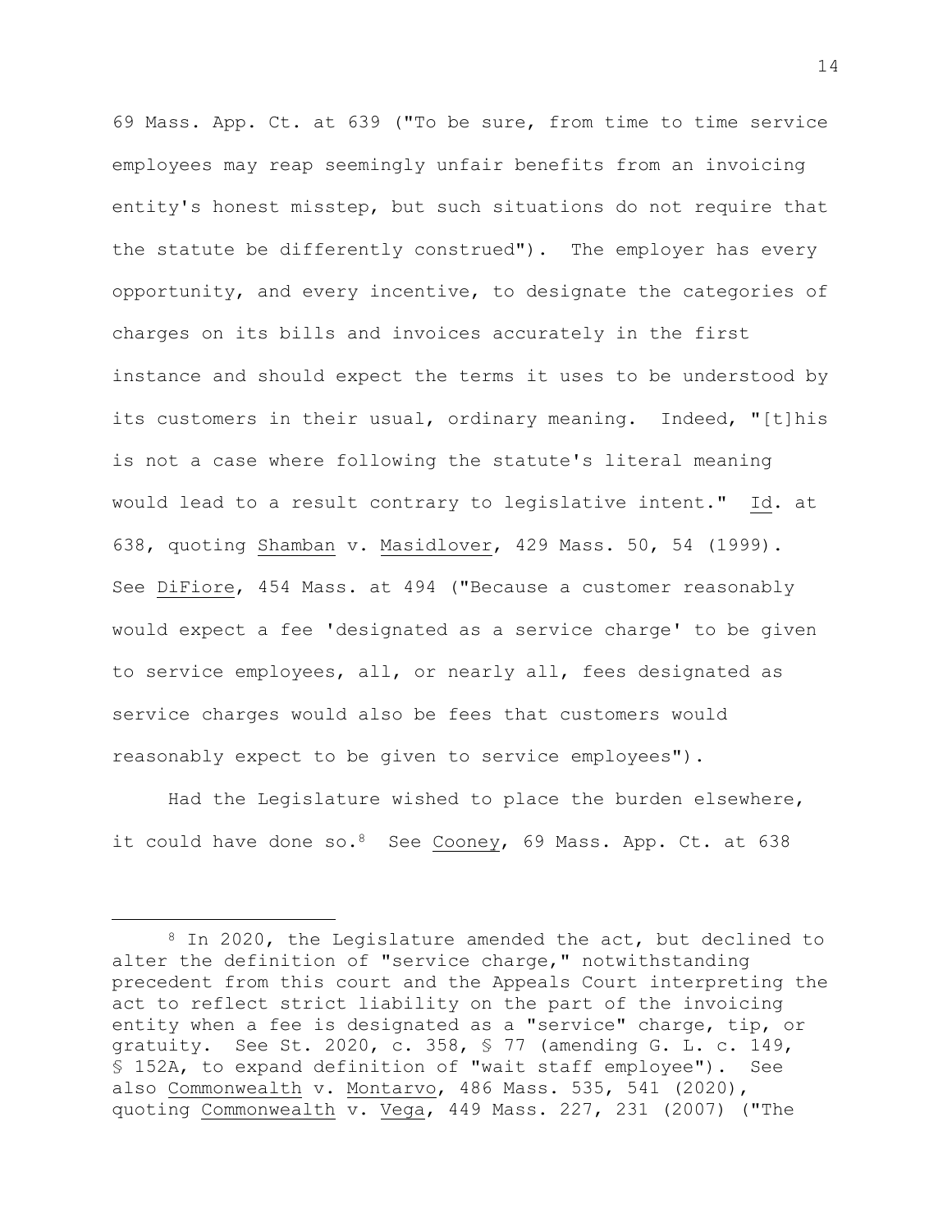69 Mass. App. Ct. at 639 ("To be sure, from time to time service employees may reap seemingly unfair benefits from an invoicing entity's honest misstep, but such situations do not require that the statute be differently construed"). The employer has every opportunity, and every incentive, to designate the categories of charges on its bills and invoices accurately in the first instance and should expect the terms it uses to be understood by its customers in their usual, ordinary meaning. Indeed, "[t]his is not a case where following the statute's literal meaning would lead to a result contrary to legislative intent." Id. at 638, quoting Shamban v. Masidlover, 429 Mass. 50, 54 (1999). See DiFiore, 454 Mass. at 494 ("Because a customer reasonably would expect a fee 'designated as a service charge' to be given to service employees, all, or nearly all, fees designated as service charges would also be fees that customers would reasonably expect to be given to service employees").

Had the Legislature wished to place the burden elsewhere, it could have done so.[8] See Cooney, 69 Mass. App. Ct. at 638

[8] In 2020, the Legislature amended the act, but declined to alter the definition of "service charge," notwithstanding precedent from this court and the Appeals Court interpreting the act to reflect strict liability on the part of the invoicing entity when a fee is designated as a "service" charge, tip, or gratuity. See St. 2020, c. 358, § 77 (amending G. L. c. 149, § 152A, to expand definition of "wait staff employee"). See also Commonwealth v. Montarvo, 486 Mass. 535, 541 (2020), quoting Commonwealth v. Vega, 449 Mass. 227, 231 (2007) ("The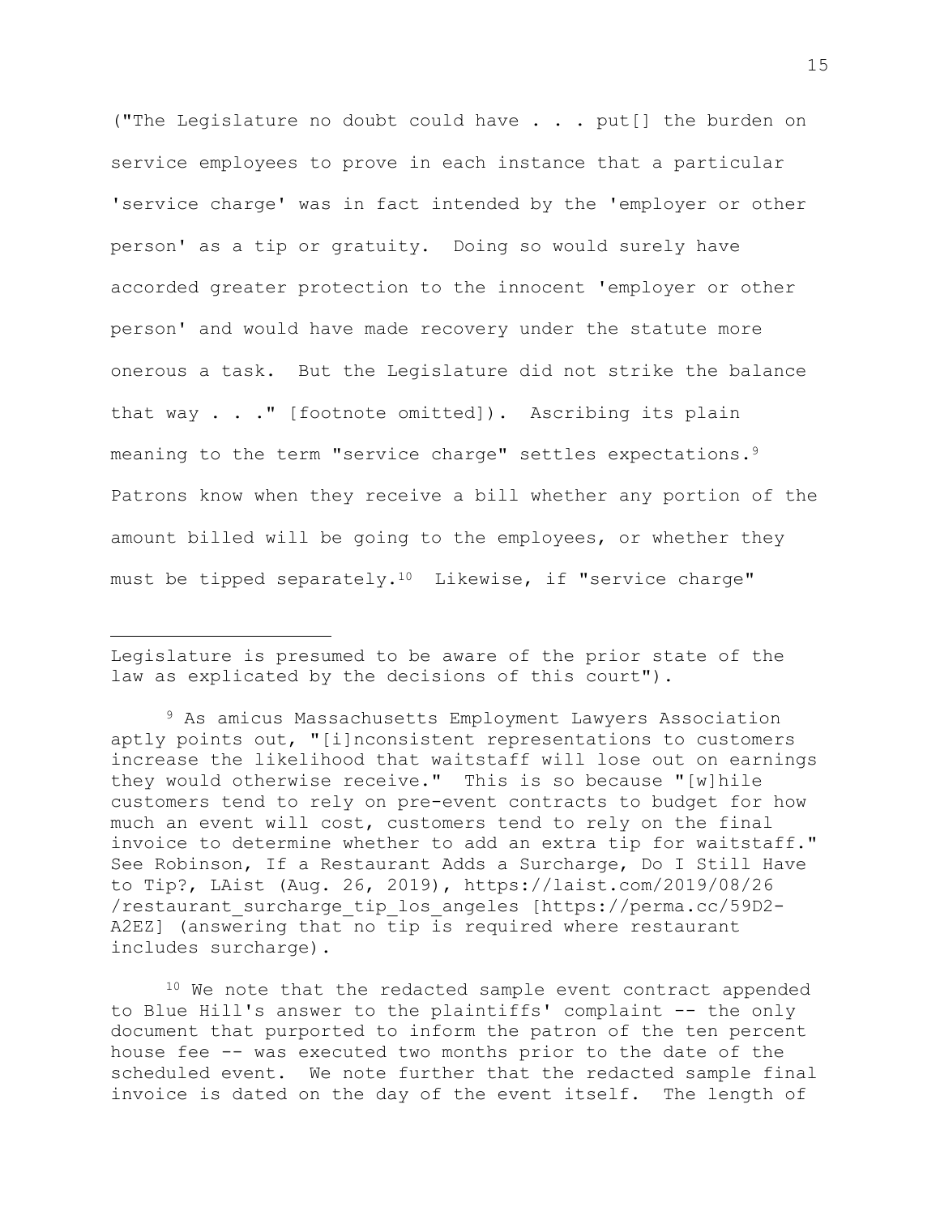("The Legislature no doubt could have . . . put[] the burden on service employees to prove in each instance that a particular 'service charge' was in fact intended by the 'employer or other person' as a tip or gratuity. Doing so would surely have accorded greater protection to the innocent 'employer or other person' and would have made recovery under the statute more onerous a task. But the Legislature did not strike the balance that way . . ." [footnote omitted]). Ascribing its plain meaning to the term "service charge" settles expectations.[9] Patrons know when they receive a bill whether any portion of the amount billed will be going to the employees, or whether they must be tipped separately.[10] Likewise, if "service charge"

---

Legislature is presumed to be aware of the prior state of the law as explicated by the decisions of this court").

[9] As amicus Massachusetts Employment Lawyers Association aptly points out, "[i]nconsistent representations to customers increase the likelihood that waitstaff will lose out on earnings they would otherwise receive." This is so because "[w]hile customers tend to rely on pre-event contracts to budget for how much an event will cost, customers tend to rely on the final invoice to determine whether to add an extra tip for waitstaff." See Robinson, If a Restaurant Adds a Surcharge, Do I Still Have to Tip?, LAist (Aug. 26, 2019), https://laist.com/2019/08/26/restaurant_surcharge_tip_los_angeles [https://perma.cc/59D2-A2EZ] (answering that no tip is required where restaurant includes surcharge).

[10] We note that the redacted sample event contract appended to Blue Hill's answer to the plaintiffs' complaint -- the only document that purported to inform the patron of the ten percent house fee -- was executed two months prior to the date of the scheduled event. We note further that the redacted sample final invoice is dated on the day of the event itself. The length of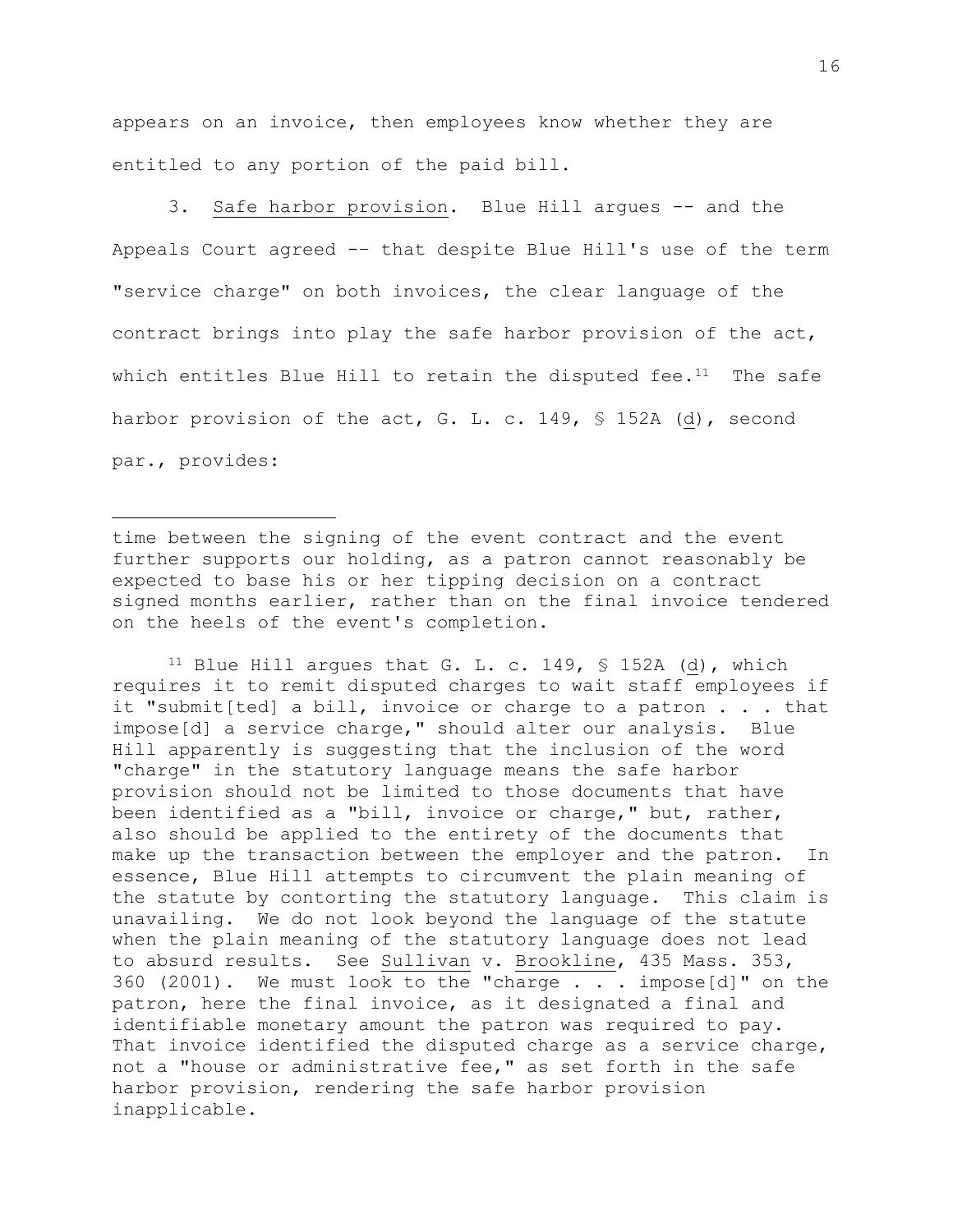appears on an invoice, then employees know whether they are entitled to any portion of the paid bill.

3. Safe harbor provision. Blue Hill argues -- and the Appeals Court agreed -- that despite Blue Hill's use of the term "service charge" on both invoices, the clear language of the contract brings into play the safe harbor provision of the act, which entitles Blue Hill to retain the disputed fee.[11] The safe harbor provision of the act, G. L. c. 149, § 152A (d), second par., provides:

---

time between the signing of the event contract and the event further supports our holding, as a patron cannot reasonably be expected to base his or her tipping decision on a contract signed months earlier, rather than on the final invoice tendered on the heels of the event's completion.

[11] Blue Hill argues that G. L. c. 149, § 152A (d), which requires it to remit disputed charges to wait staff employees if it "submit[ted] a bill, invoice or charge to a patron . . . that impose[d] a service charge," should alter our analysis. Blue Hill apparently is suggesting that the inclusion of the word "charge" in the statutory language means the safe harbor provision should not be limited to those documents that have been identified as a "bill, invoice or charge," but, rather, also should be applied to the entirety of the documents that make up the transaction between the employer and the patron. In essence, Blue Hill attempts to circumvent the plain meaning of the statute by contorting the statutory language. This claim is unavailing. We do not look beyond the language of the statute when the plain meaning of the statutory language does not lead to absurd results. See Sullivan v. Brookline, 435 Mass. 353, 360 (2001). We must look to the "charge . . . impose[d]" on the patron, here the final invoice, as it designated a final and identifiable monetary amount the patron was required to pay. That invoice identified the disputed charge as a service charge, not a "house or administrative fee," as set forth in the safe harbor provision, rendering the safe harbor provision inapplicable.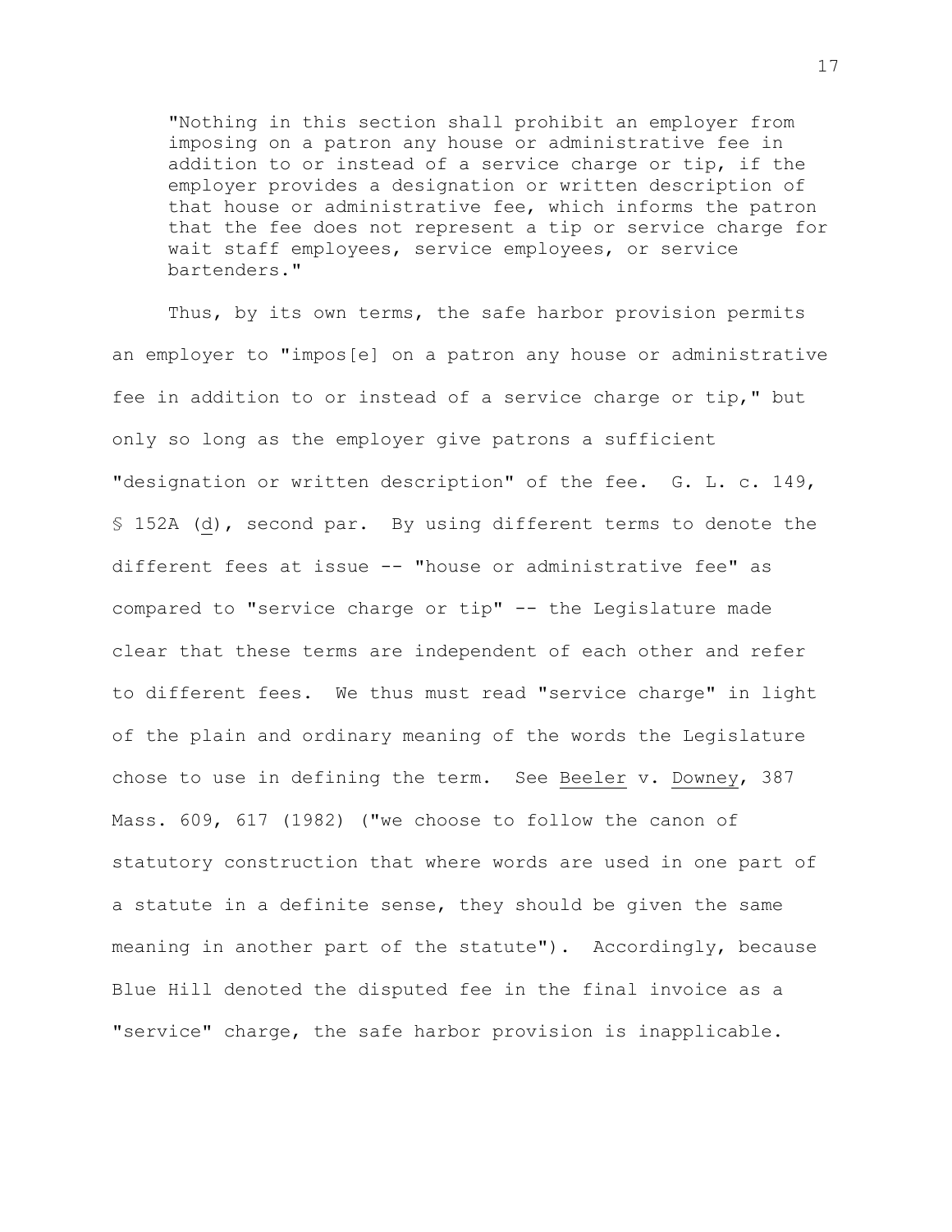> "Nothing in this section shall prohibit an employer from imposing on a patron any house or administrative fee in addition to or instead of a service charge or tip, if the employer provides a designation or written description of that house or administrative fee, which informs the patron that the fee does not represent a tip or service charge for wait staff employees, service employees, or service bartenders."

Thus, by its own terms, the safe harbor provision permits an employer to "impos[e] on a patron any house or administrative fee in addition to or instead of a service charge or tip," but only so long as the employer give patrons a sufficient "designation or written description" of the fee. G. L. c. 149, § 152A (d), second par. By using different terms to denote the different fees at issue -- "house or administrative fee" as compared to "service charge or tip" -- the Legislature made clear that these terms are independent of each other and refer to different fees. We thus must read "service charge" in light of the plain and ordinary meaning of the words the Legislature chose to use in defining the term. See Beeler v. Downey, 387 Mass. 609, 617 (1982) ("we choose to follow the canon of statutory construction that where words are used in one part of a statute in a definite sense, they should be given the same meaning in another part of the statute"). Accordingly, because Blue Hill denoted the disputed fee in the final invoice as a "service" charge, the safe harbor provision is inapplicable.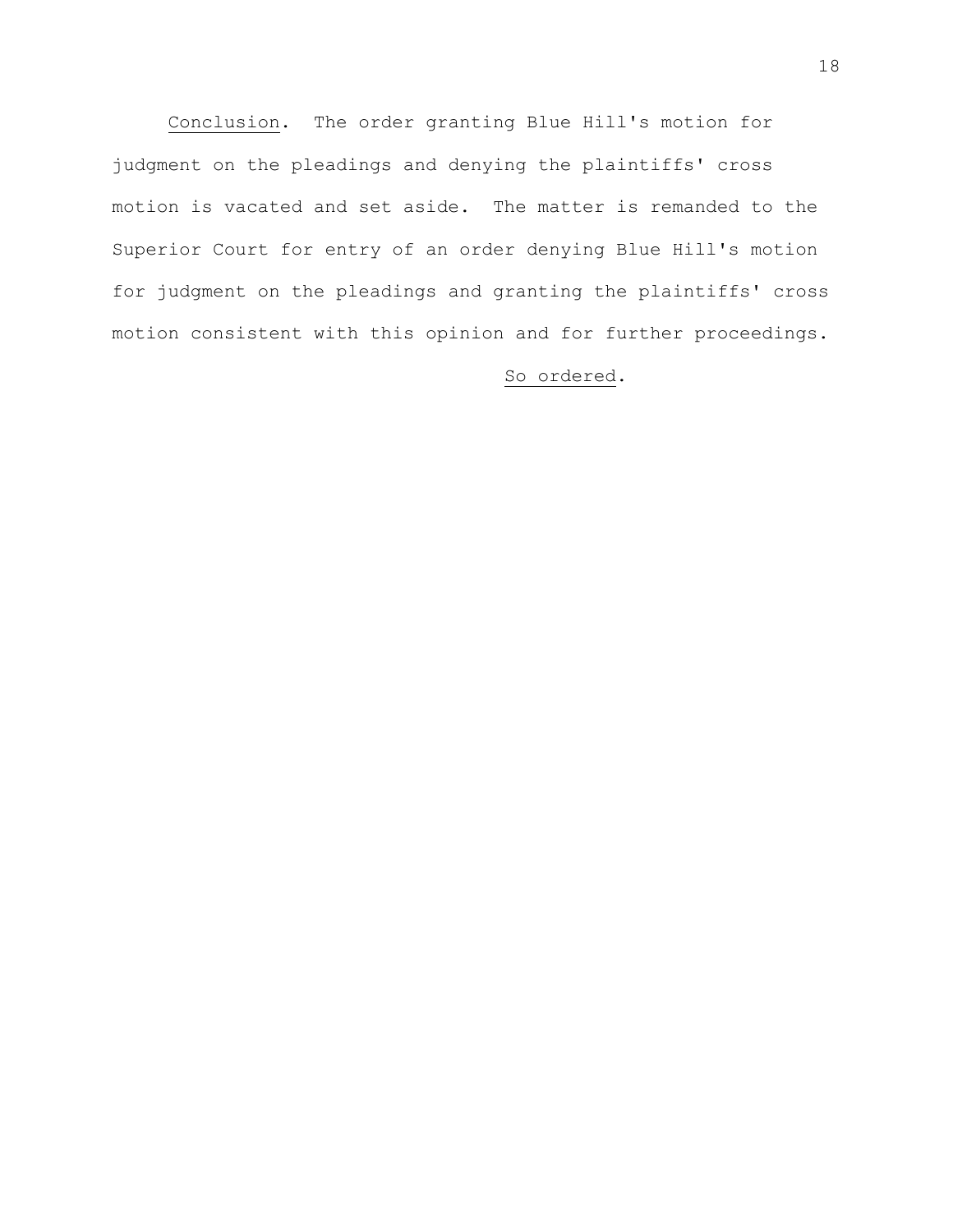_Conclusion_. The order granting Blue Hill's motion for judgment on the pleadings and denying the plaintiffs' cross motion is vacated and set aside. The matter is remanded to the Superior Court for entry of an order denying Blue Hill's motion for judgment on the pleadings and granting the plaintiffs' cross motion consistent with this opinion and for further proceedings.

_So ordered_.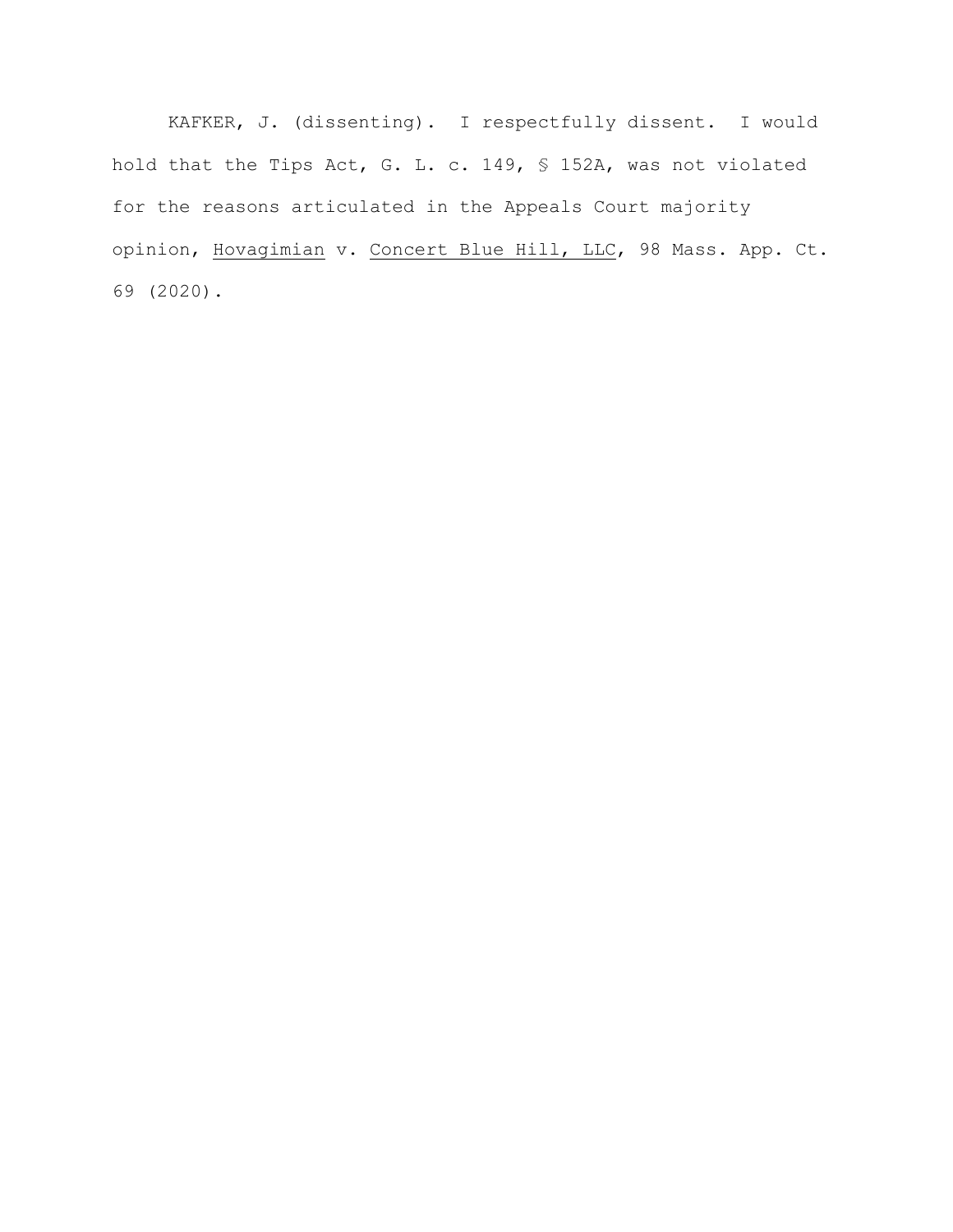KAFKER, J. (dissenting). I respectfully dissent. I would hold that the Tips Act, G. L. c. 149, § 152A, was not violated for the reasons articulated in the Appeals Court majority opinion, _Hovagimian_ v. _Concert Blue Hill, LLC_, 98 Mass. App. Ct. 69 (2020).